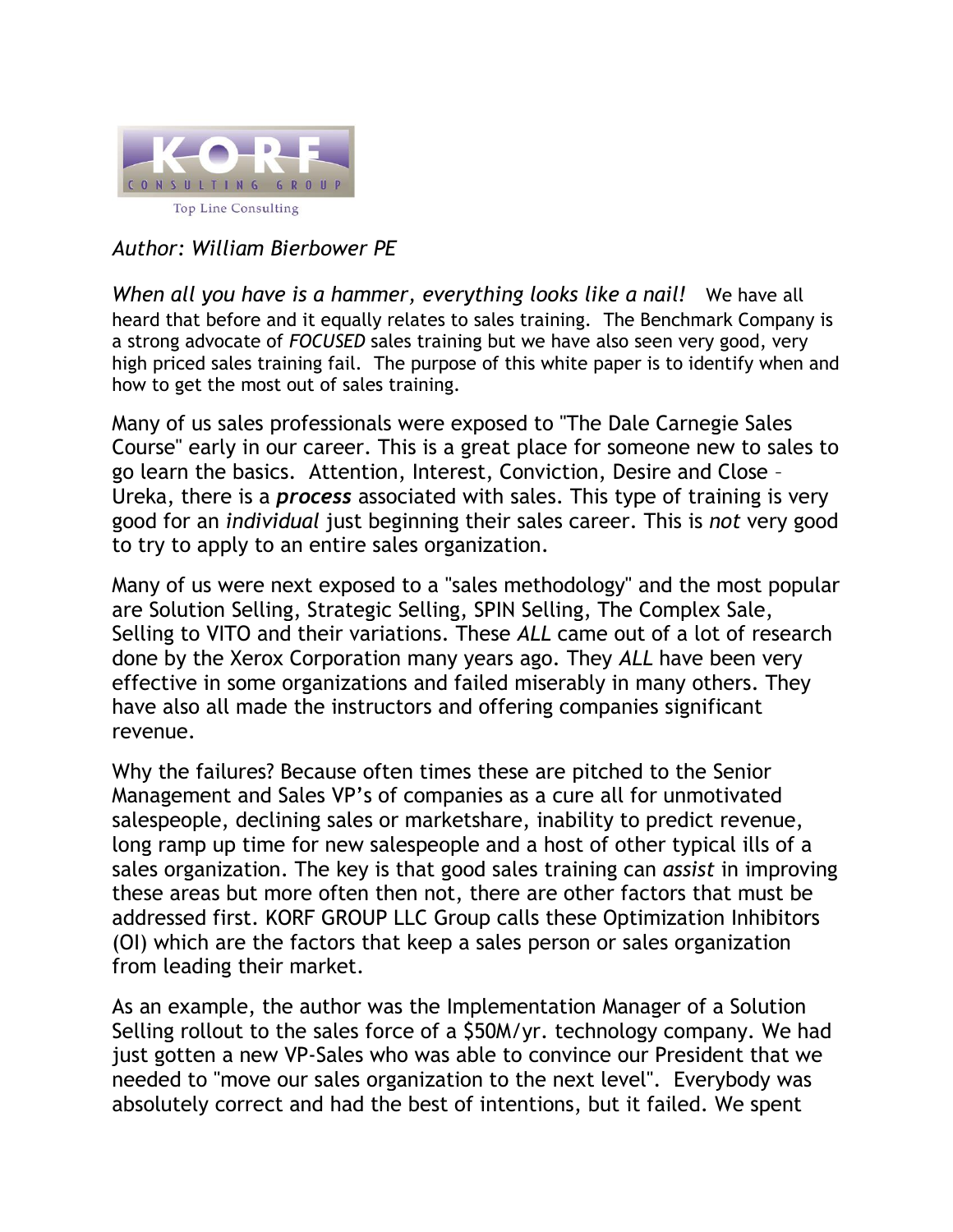KORF CONSULTING GROUP

Top Line Consulting

*Author: William Bierbower PE*

*When all you have is a hammer, everything looks like a nail!* We have all heard that before and it equally relates to sales training. The Benchmark Company is a strong advocate of *FOCUSED* sales training but we have also seen very good, very high priced sales training fail. The purpose of this white paper is to identify when and how to get the most out of sales training.

Many of us sales professionals were exposed to "The Dale Carnegie Sales Course" early in our career. This is a great place for someone new to sales to go learn the basics. Attention, Interest, Conviction, Desire and Close – Ureka, there is a ***process*** associated with sales. This type of training is very good for an *individual* just beginning their sales career. This is *not* very good to try to apply to an entire sales organization.

Many of us were next exposed to a "sales methodology" and the most popular are Solution Selling, Strategic Selling, SPIN Selling, The Complex Sale, Selling to VITO and their variations. These *ALL* came out of a lot of research done by the Xerox Corporation many years ago. They *ALL* have been very effective in some organizations and failed miserably in many others. They have also all made the instructors and offering companies significant revenue.

Why the failures? Because often times these are pitched to the Senior Management and Sales VP's of companies as a cure all for unmotivated salespeople, declining sales or marketshare, inability to predict revenue, long ramp up time for new salespeople and a host of other typical ills of a sales organization. The key is that good sales training can *assist* in improving these areas but more often then not, there are other factors that must be addressed first. KORF GROUP LLC Group calls these Optimization Inhibitors (OI) which are the factors that keep a sales person or sales organization from leading their market.

As an example, the author was the Implementation Manager of a Solution Selling rollout to the sales force of a $50M/yr. technology company. We had just gotten a new VP-Sales who was able to convince our President that we needed to "move our sales organization to the next level". Everybody was absolutely correct and had the best of intentions, but it failed. We spent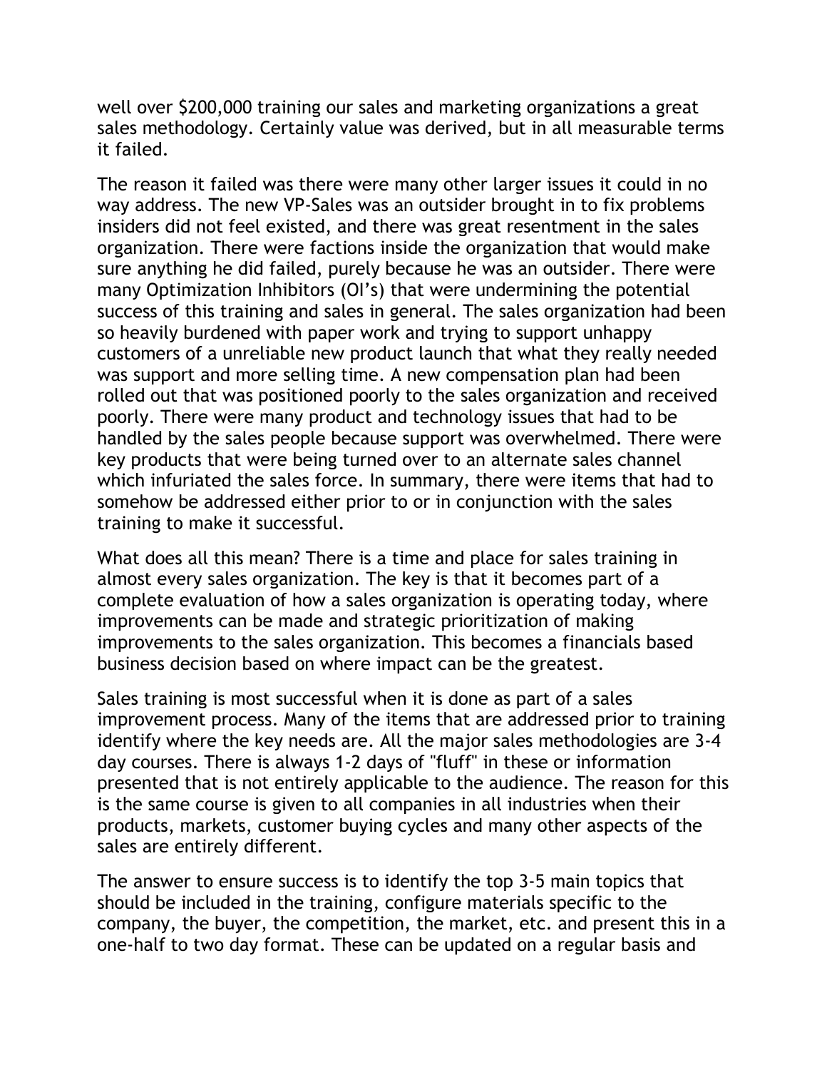well over $200,000 training our sales and marketing organizations a great sales methodology. Certainly value was derived, but in all measurable terms it failed.

The reason it failed was there were many other larger issues it could in no way address. The new VP-Sales was an outsider brought in to fix problems insiders did not feel existed, and there was great resentment in the sales organization. There were factions inside the organization that would make sure anything he did failed, purely because he was an outsider. There were many Optimization Inhibitors (OI's) that were undermining the potential success of this training and sales in general. The sales organization had been so heavily burdened with paper work and trying to support unhappy customers of a unreliable new product launch that what they really needed was support and more selling time. A new compensation plan had been rolled out that was positioned poorly to the sales organization and received poorly. There were many product and technology issues that had to be handled by the sales people because support was overwhelmed. There were key products that were being turned over to an alternate sales channel which infuriated the sales force. In summary, there were items that had to somehow be addressed either prior to or in conjunction with the sales training to make it successful.

What does all this mean? There is a time and place for sales training in almost every sales organization. The key is that it becomes part of a complete evaluation of how a sales organization is operating today, where improvements can be made and strategic prioritization of making improvements to the sales organization. This becomes a financials based business decision based on where impact can be the greatest.

Sales training is most successful when it is done as part of a sales improvement process. Many of the items that are addressed prior to training identify where the key needs are. All the major sales methodologies are 3-4 day courses. There is always 1-2 days of "fluff" in these or information presented that is not entirely applicable to the audience. The reason for this is the same course is given to all companies in all industries when their products, markets, customer buying cycles and many other aspects of the sales are entirely different.

The answer to ensure success is to identify the top 3-5 main topics that should be included in the training, configure materials specific to the company, the buyer, the competition, the market, etc. and present this in a one-half to two day format. These can be updated on a regular basis and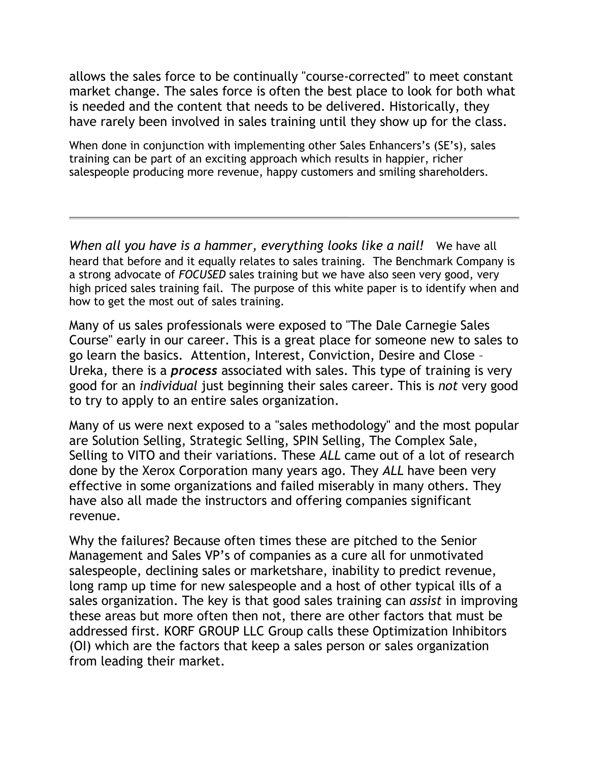allows the sales force to be continually "course-corrected" to meet constant market change. The sales force is often the best place to look for both what is needed and the content that needs to be delivered. Historically, they have rarely been involved in sales training until they show up for the class.

When done in conjunction with implementing other Sales Enhancers's (SE's), sales training can be part of an exciting approach which results in happier, richer salespeople producing more revenue, happy customers and smiling shareholders.

---

*When all you have is a hammer, everything looks like a nail!* We have all heard that before and it equally relates to sales training. The Benchmark Company is a strong advocate of *FOCUSED* sales training but we have also seen very good, very high priced sales training fail. The purpose of this white paper is to identify when and how to get the most out of sales training.

Many of us sales professionals were exposed to "The Dale Carnegie Sales Course" early in our career. This is a great place for someone new to sales to go learn the basics. Attention, Interest, Conviction, Desire and Close – Ureka, there is a ***process*** associated with sales. This type of training is very good for an *individual* just beginning their sales career. This is *not* very good to try to apply to an entire sales organization.

Many of us were next exposed to a "sales methodology" and the most popular are Solution Selling, Strategic Selling, SPIN Selling, The Complex Sale, Selling to VITO and their variations. These *ALL* came out of a lot of research done by the Xerox Corporation many years ago. They *ALL* have been very effective in some organizations and failed miserably in many others. They have also all made the instructors and offering companies significant revenue.

Why the failures? Because often times these are pitched to the Senior Management and Sales VP's of companies as a cure all for unmotivated salespeople, declining sales or marketshare, inability to predict revenue, long ramp up time for new salespeople and a host of other typical ills of a sales organization. The key is that good sales training can *assist* in improving these areas but more often then not, there are other factors that must be addressed first. KORF GROUP LLC Group calls these Optimization Inhibitors (OI) which are the factors that keep a sales person or sales organization from leading their market.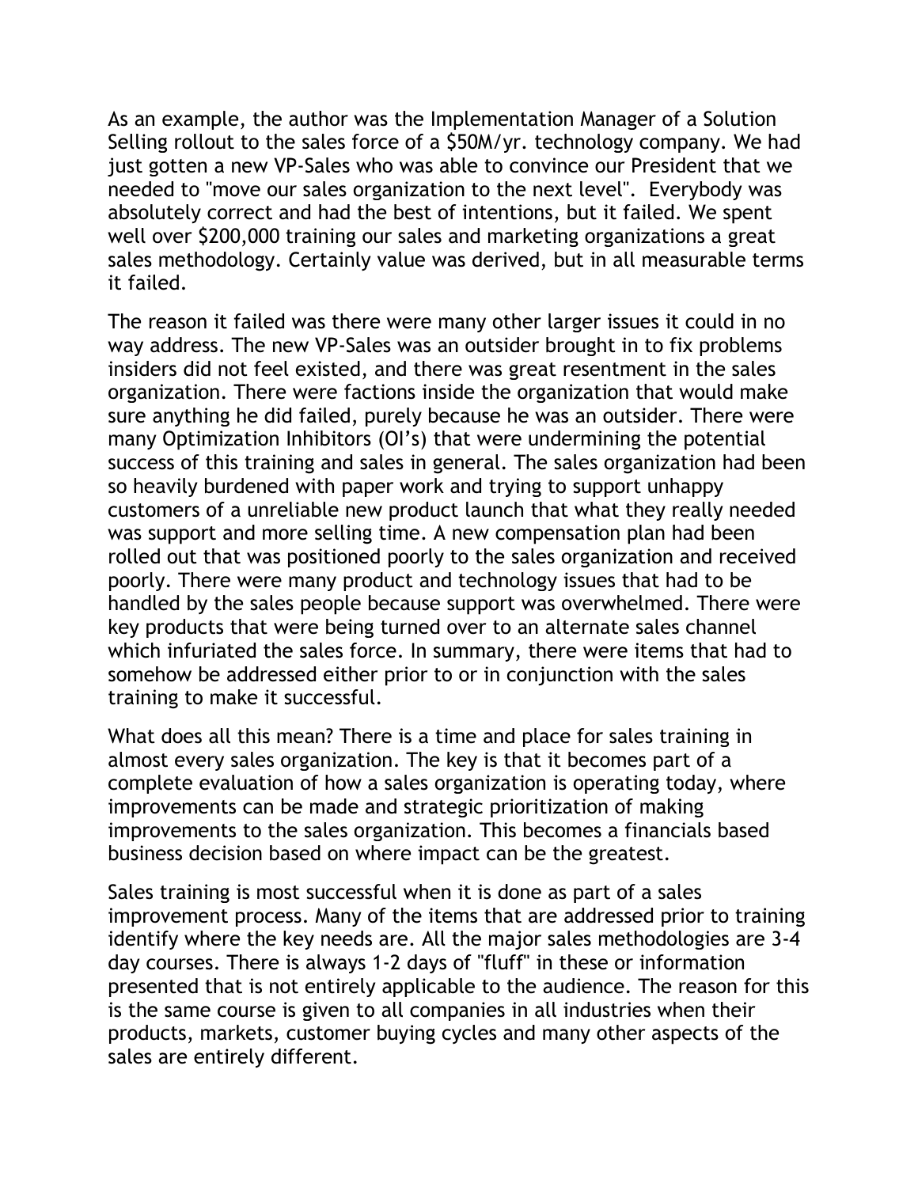As an example, the author was the Implementation Manager of a Solution Selling rollout to the sales force of a $50M/yr. technology company. We had just gotten a new VP-Sales who was able to convince our President that we needed to "move our sales organization to the next level". Everybody was absolutely correct and had the best of intentions, but it failed. We spent well over $200,000 training our sales and marketing organizations a great sales methodology. Certainly value was derived, but in all measurable terms it failed.

The reason it failed was there were many other larger issues it could in no way address. The new VP-Sales was an outsider brought in to fix problems insiders did not feel existed, and there was great resentment in the sales organization. There were factions inside the organization that would make sure anything he did failed, purely because he was an outsider. There were many Optimization Inhibitors (OI's) that were undermining the potential success of this training and sales in general. The sales organization had been so heavily burdened with paper work and trying to support unhappy customers of a unreliable new product launch that what they really needed was support and more selling time. A new compensation plan had been rolled out that was positioned poorly to the sales organization and received poorly. There were many product and technology issues that had to be handled by the sales people because support was overwhelmed. There were key products that were being turned over to an alternate sales channel which infuriated the sales force. In summary, there were items that had to somehow be addressed either prior to or in conjunction with the sales training to make it successful.

What does all this mean? There is a time and place for sales training in almost every sales organization. The key is that it becomes part of a complete evaluation of how a sales organization is operating today, where improvements can be made and strategic prioritization of making improvements to the sales organization. This becomes a financials based business decision based on where impact can be the greatest.

Sales training is most successful when it is done as part of a sales improvement process. Many of the items that are addressed prior to training identify where the key needs are. All the major sales methodologies are 3-4 day courses. There is always 1-2 days of "fluff" in these or information presented that is not entirely applicable to the audience. The reason for this is the same course is given to all companies in all industries when their products, markets, customer buying cycles and many other aspects of the sales are entirely different.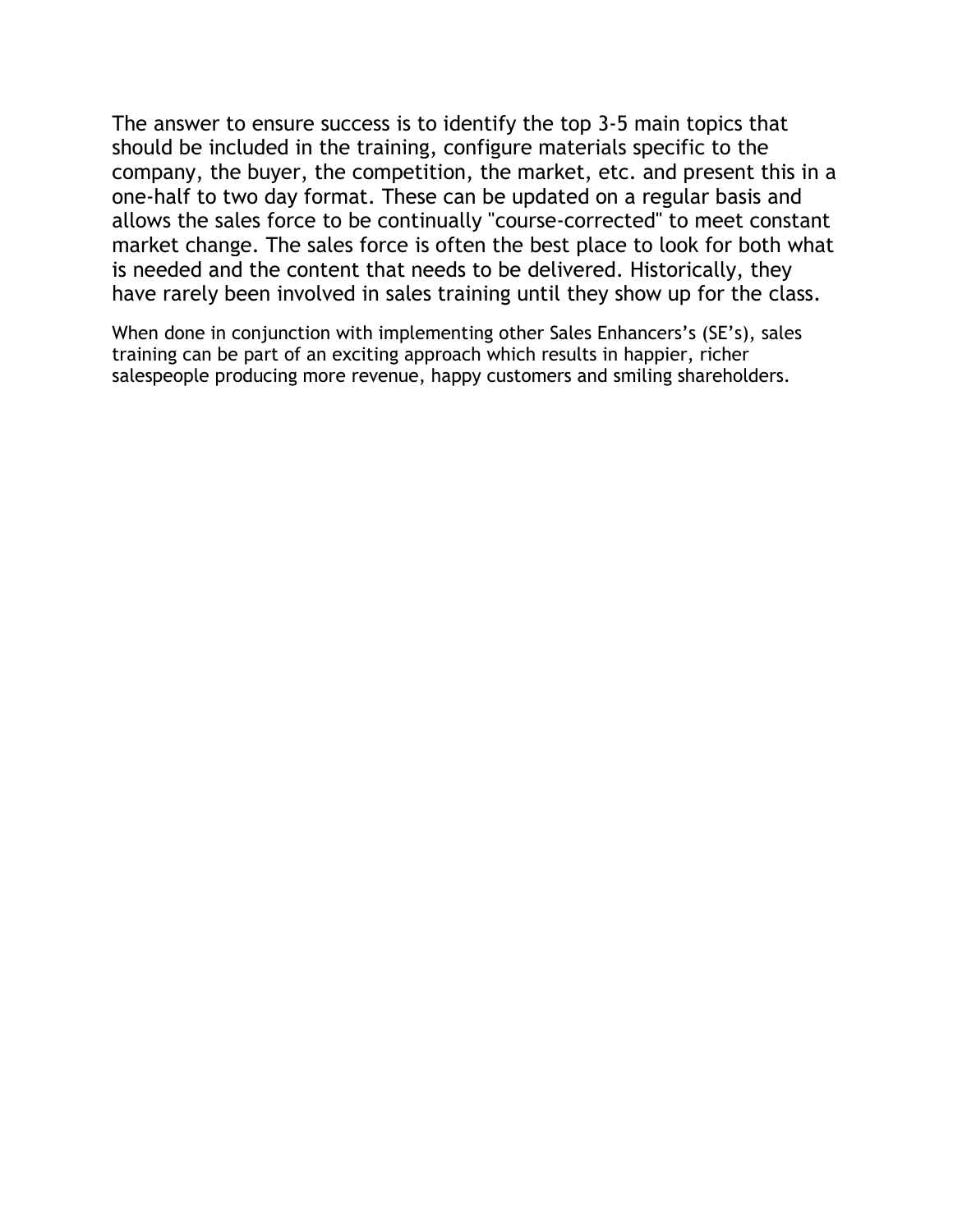The answer to ensure success is to identify the top 3-5 main topics that should be included in the training, configure materials specific to the company, the buyer, the competition, the market, etc. and present this in a one-half to two day format. These can be updated on a regular basis and allows the sales force to be continually "course-corrected" to meet constant market change. The sales force is often the best place to look for both what is needed and the content that needs to be delivered. Historically, they have rarely been involved in sales training until they show up for the class.

When done in conjunction with implementing other Sales Enhancers's (SE's), sales training can be part of an exciting approach which results in happier, richer salespeople producing more revenue, happy customers and smiling shareholders.